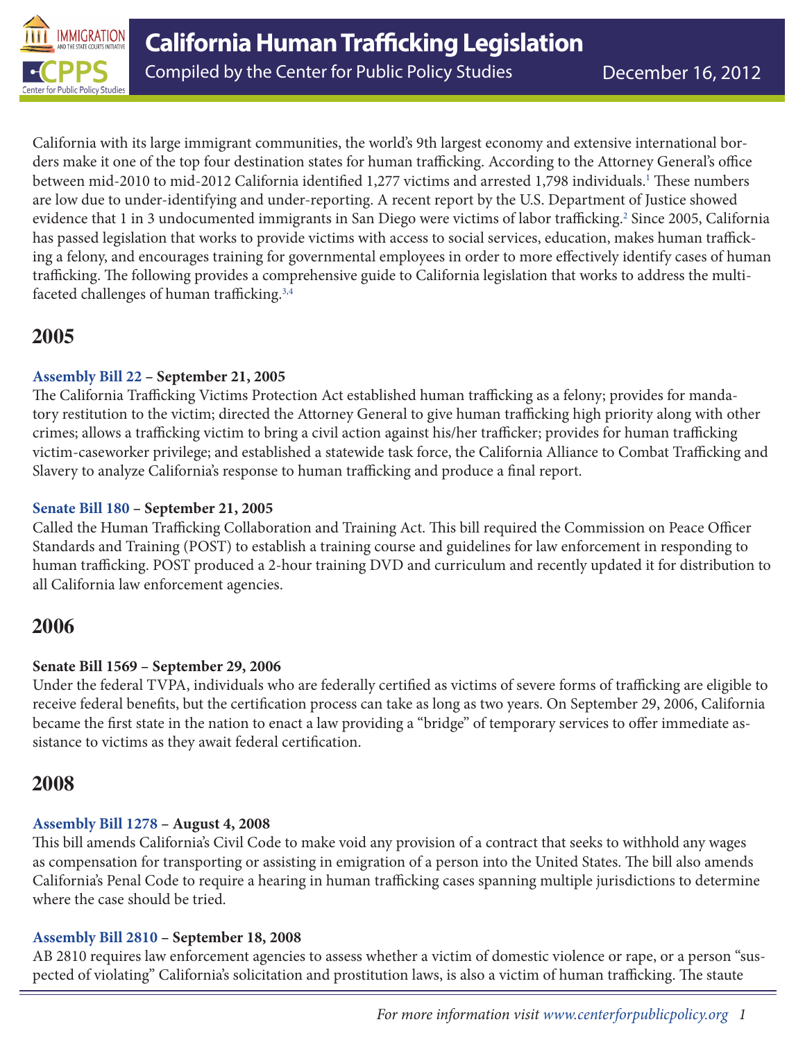# California Human Trafficking Legislation

Compiled by the Center for Public Policy Studies

December 16, 2012

California with its large immigrant communities, the world's 9th largest economy and extensive international borders make it one of the top four destination states for human trafficking. According to the Attorney General's office between mid-2010 to mid-2012 California identified 1,277 victims and arrested 1,798 individuals.[1] These numbers are low due to under-identifying and under-reporting. A recent report by the U.S. Department of Justice showed evidence that 1 in 3 undocumented immigrants in San Diego were victims of labor trafficking.[2] Since 2005, California has passed legislation that works to provide victims with access to social services, education, makes human trafficking a felony, and encourages training for governmental employees in order to more effectively identify cases of human trafficking. The following provides a comprehensive guide to California legislation that works to address the multi-faceted challenges of human trafficking.[3,4]

## 2005

**Assembly Bill 22 – September 21, 2005**

The California Trafficking Victims Protection Act established human trafficking as a felony; provides for mandatory restitution to the victim; directed the Attorney General to give human trafficking high priority along with other crimes; allows a trafficking victim to bring a civil action against his/her trafficker; provides for human trafficking victim-caseworker privilege; and established a statewide task force, the California Alliance to Combat Trafficking and Slavery to analyze California's response to human trafficking and produce a final report.

**Senate Bill 180 – September 21, 2005**

Called the Human Trafficking Collaboration and Training Act. This bill required the Commission on Peace Officer Standards and Training (POST) to establish a training course and guidelines for law enforcement in responding to human trafficking. POST produced a 2-hour training DVD and curriculum and recently updated it for distribution to all California law enforcement agencies.

## 2006

**Senate Bill 1569 – September 29, 2006**

Under the federal TVPA, individuals who are federally certified as victims of severe forms of trafficking are eligible to receive federal benefits, but the certification process can take as long as two years. On September 29, 2006, California became the first state in the nation to enact a law providing a "bridge" of temporary services to offer immediate assistance to victims as they await federal certification.

## 2008

**Assembly Bill 1278 – August 4, 2008**

This bill amends California's Civil Code to make void any provision of a contract that seeks to withhold any wages as compensation for transporting or assisting in emigration of a person into the United States. The bill also amends California's Penal Code to require a hearing in human trafficking cases spanning multiple jurisdictions to determine where the case should be tried.

**Assembly Bill 2810 – September 18, 2008**

AB 2810 requires law enforcement agencies to assess whether a victim of domestic violence or rape, or a person "suspected of violating" California's solicitation and prostitution laws, is also a victim of human trafficking. The staute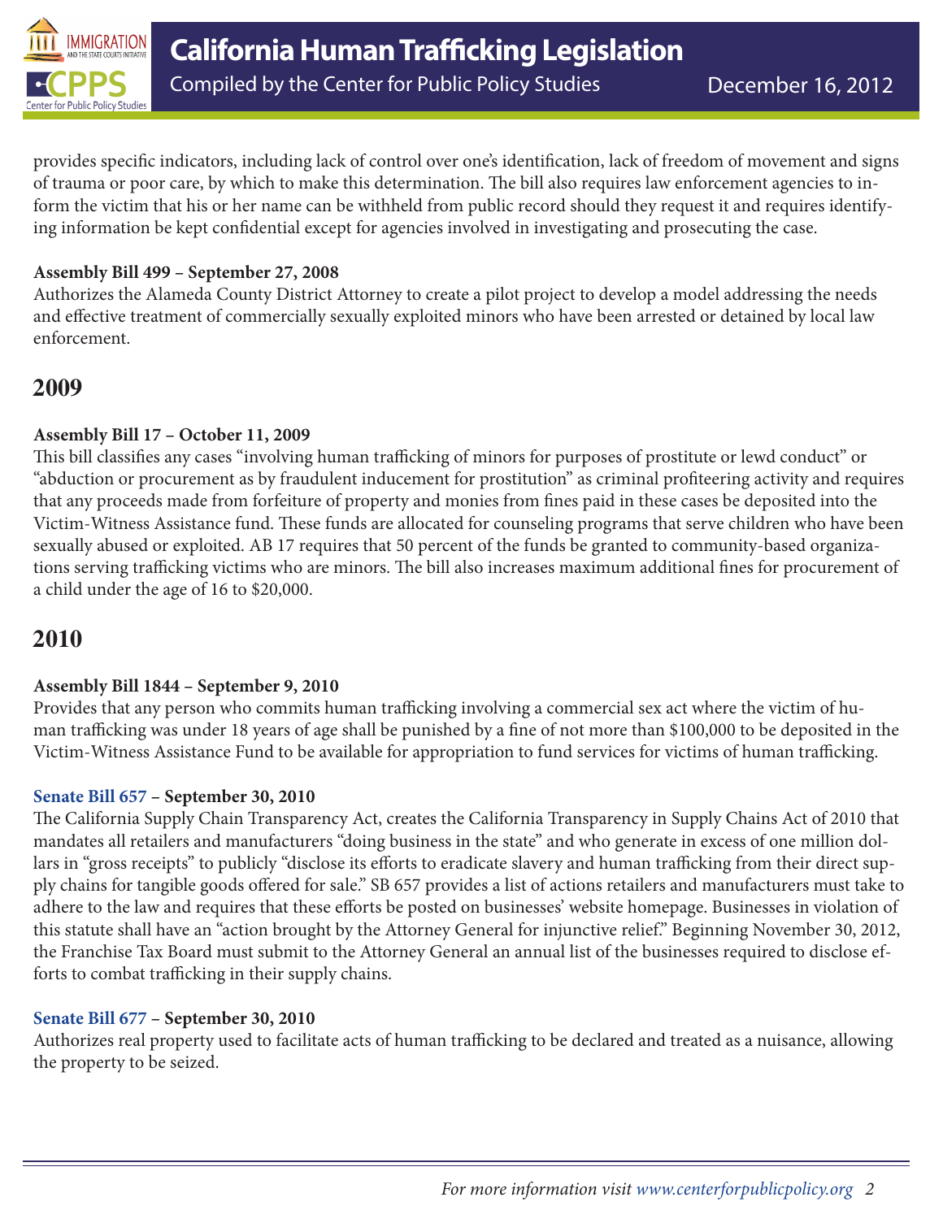provides specific indicators, including lack of control over one's identification, lack of freedom of movement and signs of trauma or poor care, by which to make this determination. The bill also requires law enforcement agencies to inform the victim that his or her name can be withheld from public record should they request it and requires identifying information be kept confidential except for agencies involved in investigating and prosecuting the case.

**Assembly Bill 499 – September 27, 2008**

Authorizes the Alameda County District Attorney to create a pilot project to develop a model addressing the needs and effective treatment of commercially sexually exploited minors who have been arrested or detained by local law enforcement.

## 2009

**Assembly Bill 17 – October 11, 2009**

This bill classifies any cases "involving human trafficking of minors for purposes of prostitute or lewd conduct" or "abduction or procurement as by fraudulent inducement for prostitution" as criminal profiteering activity and requires that any proceeds made from forfeiture of property and monies from fines paid in these cases be deposited into the Victim-Witness Assistance fund. These funds are allocated for counseling programs that serve children who have been sexually abused or exploited. AB 17 requires that 50 percent of the funds be granted to community-based organizations serving trafficking victims who are minors. The bill also increases maximum additional fines for procurement of a child under the age of 16 to $20,000.

## 2010

**Assembly Bill 1844 – September 9, 2010**

Provides that any person who commits human trafficking involving a commercial sex act where the victim of human trafficking was under 18 years of age shall be punished by a fine of not more than $100,000 to be deposited in the Victim-Witness Assistance Fund to be available for appropriation to fund services for victims of human trafficking.

**Senate Bill 657 – September 30, 2010**

The California Supply Chain Transparency Act, creates the California Transparency in Supply Chains Act of 2010 that mandates all retailers and manufacturers "doing business in the state" and who generate in excess of one million dollars in "gross receipts" to publicly "disclose its efforts to eradicate slavery and human trafficking from their direct supply chains for tangible goods offered for sale." SB 657 provides a list of actions retailers and manufacturers must take to adhere to the law and requires that these efforts be posted on businesses' website homepage. Businesses in violation of this statute shall have an "action brought by the Attorney General for injunctive relief." Beginning November 30, 2012, the Franchise Tax Board must submit to the Attorney General an annual list of the businesses required to disclose efforts to combat trafficking in their supply chains.

**Senate Bill 677 – September 30, 2010**

Authorizes real property used to facilitate acts of human trafficking to be declared and treated as a nuisance, allowing the property to be seized.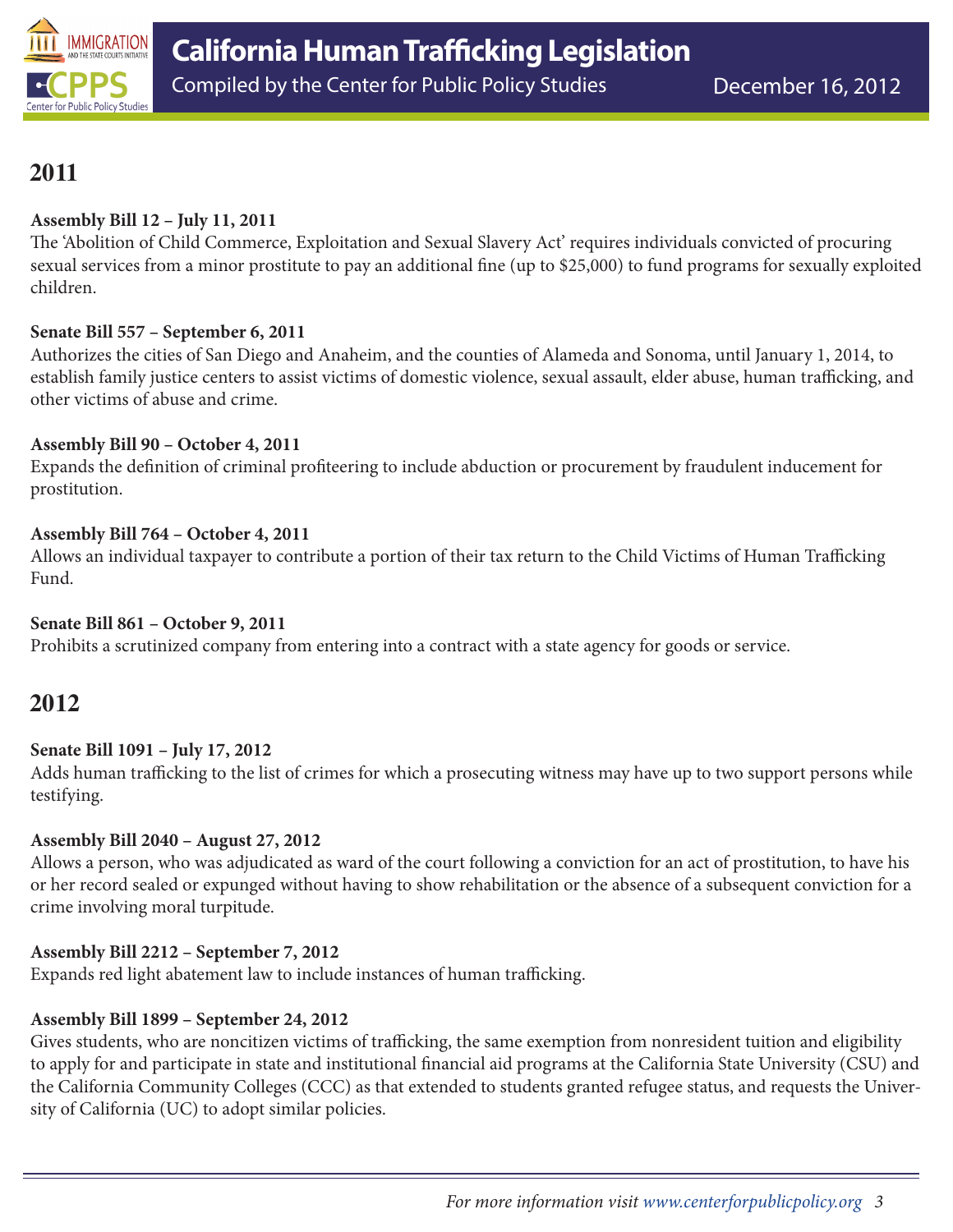## 2011

**Assembly Bill 12 – July 11, 2011**

The 'Abolition of Child Commerce, Exploitation and Sexual Slavery Act' requires individuals convicted of procuring sexual services from a minor prostitute to pay an additional fine (up to $25,000) to fund programs for sexually exploited children.

**Senate Bill 557 – September 6, 2011**

Authorizes the cities of San Diego and Anaheim, and the counties of Alameda and Sonoma, until January 1, 2014, to establish family justice centers to assist victims of domestic violence, sexual assault, elder abuse, human trafficking, and other victims of abuse and crime.

**Assembly Bill 90 – October 4, 2011**

Expands the definition of criminal profiteering to include abduction or procurement by fraudulent inducement for prostitution.

**Assembly Bill 764 – October 4, 2011**

Allows an individual taxpayer to contribute a portion of their tax return to the Child Victims of Human Trafficking Fund.

**Senate Bill 861 – October 9, 2011**

Prohibits a scrutinized company from entering into a contract with a state agency for goods or service.

## 2012

**Senate Bill 1091 – July 17, 2012**

Adds human trafficking to the list of crimes for which a prosecuting witness may have up to two support persons while testifying.

**Assembly Bill 2040 – August 27, 2012**

Allows a person, who was adjudicated as ward of the court following a conviction for an act of prostitution, to have his or her record sealed or expunged without having to show rehabilitation or the absence of a subsequent conviction for a crime involving moral turpitude.

**Assembly Bill 2212 – September 7, 2012**

Expands red light abatement law to include instances of human trafficking.

**Assembly Bill 1899 – September 24, 2012**

Gives students, who are noncitizen victims of trafficking, the same exemption from nonresident tuition and eligibility to apply for and participate in state and institutional financial aid programs at the California State University (CSU) and the California Community Colleges (CCC) as that extended to students granted refugee status, and requests the University of California (UC) to adopt similar policies.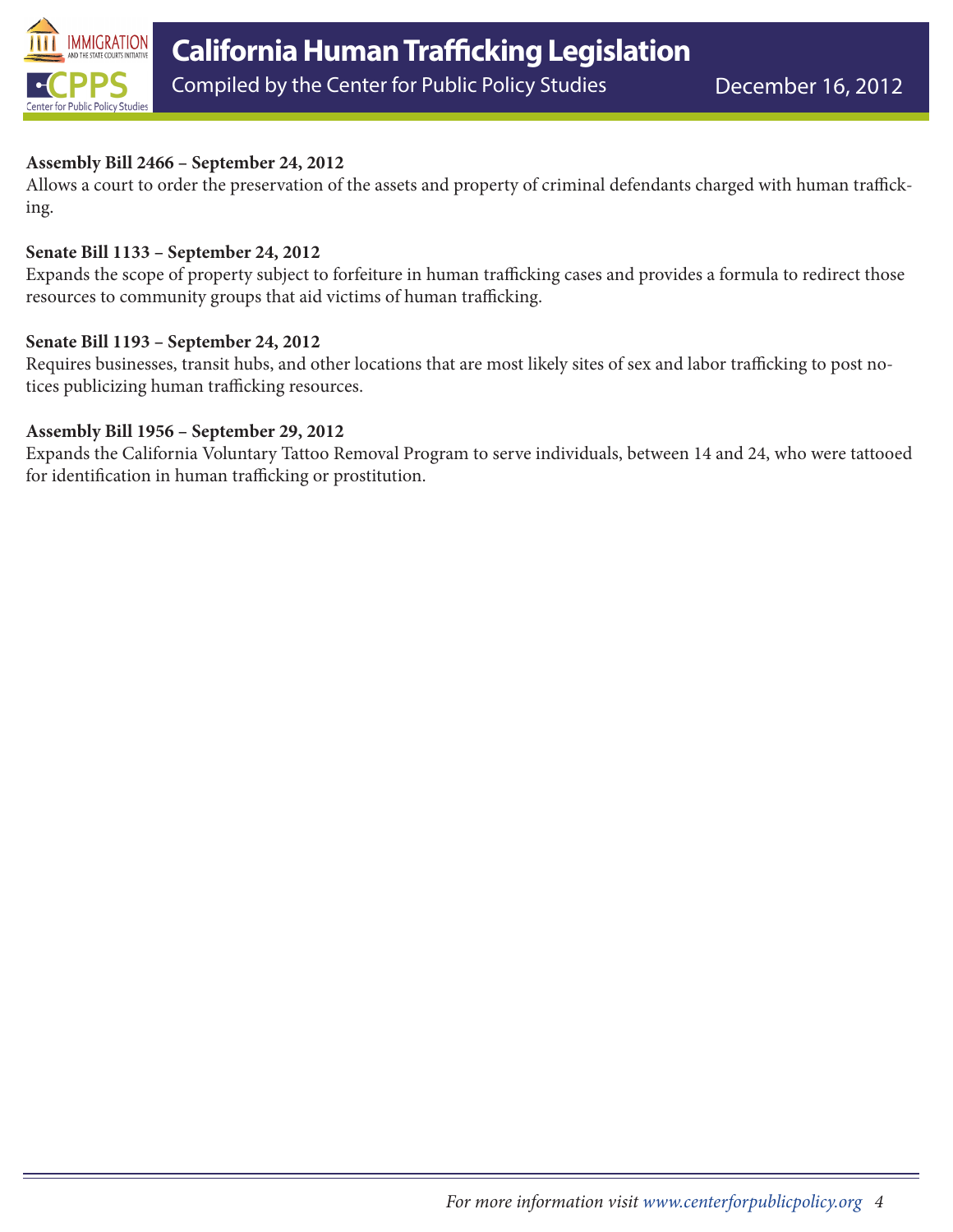**Assembly Bill 2466 – September 24, 2012**

Allows a court to order the preservation of the assets and property of criminal defendants charged with human trafficking.

**Senate Bill 1133 – September 24, 2012**

Expands the scope of property subject to forfeiture in human trafficking cases and provides a formula to redirect those resources to community groups that aid victims of human trafficking.

**Senate Bill 1193 – September 24, 2012**

Requires businesses, transit hubs, and other locations that are most likely sites of sex and labor trafficking to post notices publicizing human trafficking resources.

**Assembly Bill 1956 – September 29, 2012**

Expands the California Voluntary Tattoo Removal Program to serve individuals, between 14 and 24, who were tattooed for identification in human trafficking or prostitution.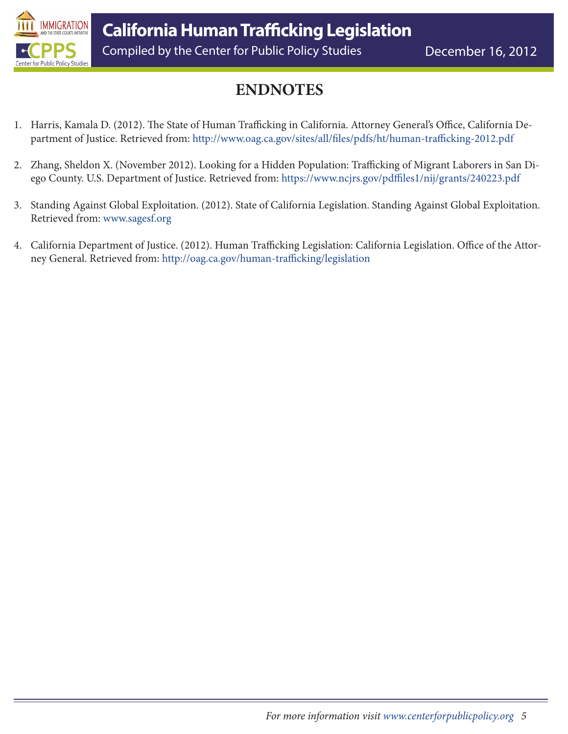# ENDNOTES

1. Harris, Kamala D. (2012). The State of Human Trafficking in California. Attorney General's Office, California Department of Justice. Retrieved from: http://www.oag.ca.gov/sites/all/files/pdfs/ht/human-trafficking-2012.pdf

2. Zhang, Sheldon X. (November 2012). Looking for a Hidden Population: Trafficking of Migrant Laborers in San Diego County. U.S. Department of Justice. Retrieved from: https://www.ncjrs.gov/pdffiles1/nij/grants/240223.pdf

3. Standing Against Global Exploitation. (2012). State of California Legislation. Standing Against Global Exploitation. Retrieved from: www.sagesf.org

4. California Department of Justice. (2012). Human Trafficking Legislation: California Legislation. Office of the Attorney General. Retrieved from: http://oag.ca.gov/human-trafficking/legislation